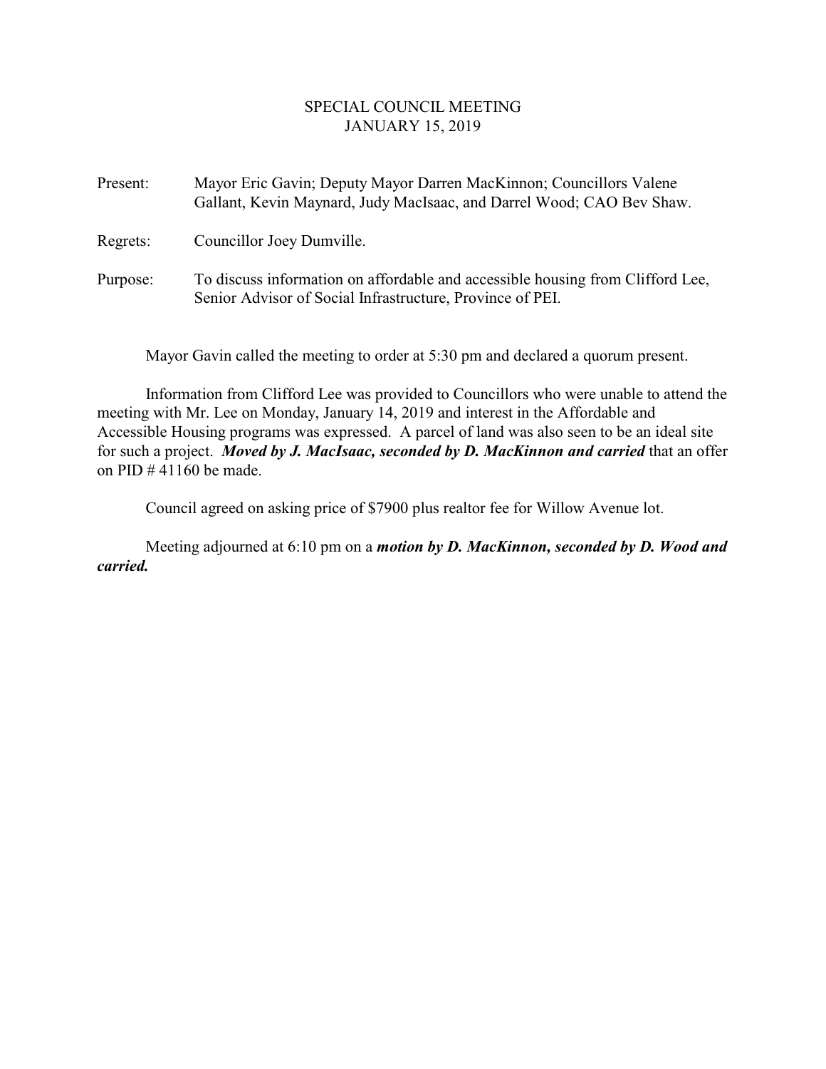# SPECIAL COUNCIL MEETING
## JANUARY 15, 2019

Present: Mayor Eric Gavin; Deputy Mayor Darren MacKinnon; Councillors Valene Gallant, Kevin Maynard, Judy MacIsaac, and Darrel Wood; CAO Bev Shaw.

Regrets: Councillor Joey Dumville.

Purpose: To discuss information on affordable and accessible housing from Clifford Lee, Senior Advisor of Social Infrastructure, Province of PEI.

Mayor Gavin called the meeting to order at 5:30 pm and declared a quorum present.

Information from Clifford Lee was provided to Councillors who were unable to attend the meeting with Mr. Lee on Monday, January 14, 2019 and interest in the Affordable and Accessible Housing programs was expressed. A parcel of land was also seen to be an ideal site for such a project. ***Moved by J. MacIsaac, seconded by D. MacKinnon and carried*** that an offer on PID # 41160 be made.

Council agreed on asking price of $7900 plus realtor fee for Willow Avenue lot.

Meeting adjourned at 6:10 pm on a ***motion by D. MacKinnon, seconded by D. Wood and carried.***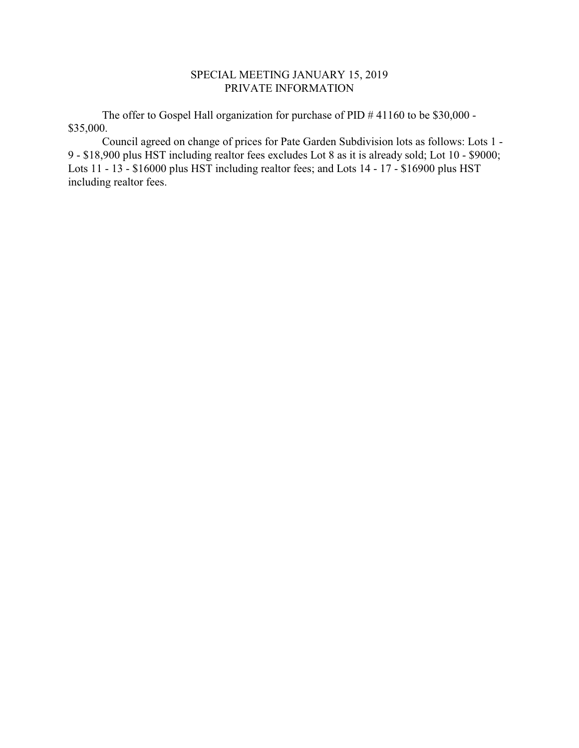# SPECIAL MEETING JANUARY 15, 2019
## PRIVATE INFORMATION

The offer to Gospel Hall organization for purchase of PID # 41160 to be $30,000 - $35,000.

Council agreed on change of prices for Pate Garden Subdivision lots as follows: Lots 1 - 9 - $18,900 plus HST including realtor fees excludes Lot 8 as it is already sold; Lot 10 - $9000; Lots 11 - 13 - $16000 plus HST including realtor fees; and Lots 14 - 17 - $16900 plus HST including realtor fees.